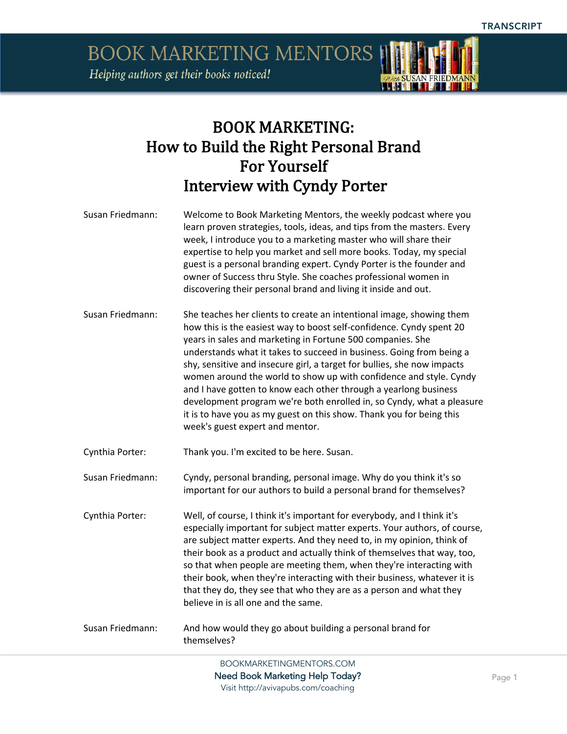# BOOK MARKETING: How to Build the Right Personal Brand For Yourself Interview with Cyndy Porter

**Susan Friedmann:** Welcome to Book Marketing Mentors, the weekly podcast where you learn proven strategies, tools, ideas, and tips from the masters. Every week, I introduce you to a marketing master who will share their expertise to help you market and sell more books. Today, my special guest is a personal branding expert. Cyndy Porter is the founder and owner of Success thru Style. She coaches professional women in discovering their personal brand and living it inside and out.

**Susan Friedmann:** She teaches her clients to create an intentional image, showing them how this is the easiest way to boost self-confidence. Cyndy spent 20 years in sales and marketing in Fortune 500 companies. She understands what it takes to succeed in business. Going from being a shy, sensitive and insecure girl, a target for bullies, she now impacts women around the world to show up with confidence and style. Cyndy and I have gotten to know each other through a yearlong business development program we're both enrolled in, so Cyndy, what a pleasure it is to have you as my guest on this show. Thank you for being this week's guest expert and mentor.

**Cynthia Porter:** Thank you. I'm excited to be here. Susan.

**Susan Friedmann:** Cyndy, personal branding, personal image. Why do you think it's so important for our authors to build a personal brand for themselves?

**Cynthia Porter:** Well, of course, I think it's important for everybody, and I think it's especially important for subject matter experts. Your authors, of course, are subject matter experts. And they need to, in my opinion, think of their book as a product and actually think of themselves that way, too, so that when people are meeting them, when they're interacting with their book, when they're interacting with their business, whatever it is that they do, they see that who they are as a person and what they believe in is all one and the same.

**Susan Friedmann:** And how would they go about building a personal brand for themselves?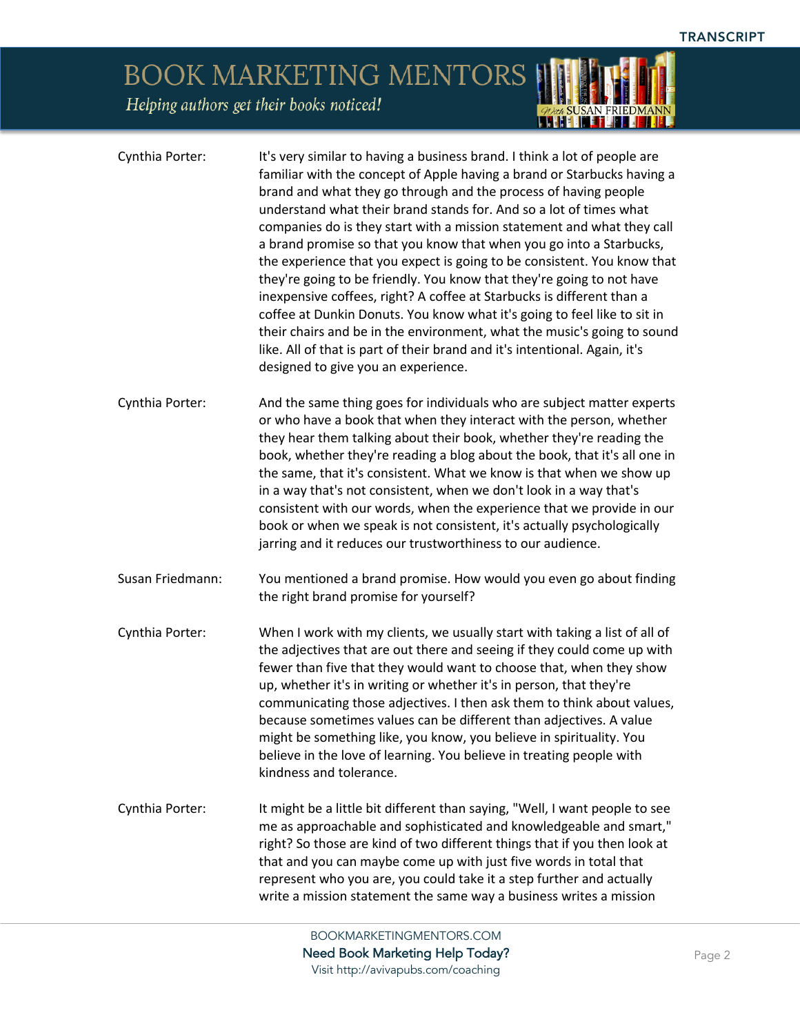**Cynthia Porter:** It's very similar to having a business brand. I think a lot of people are familiar with the concept of Apple having a brand or Starbucks having a brand and what they go through and the process of having people understand what their brand stands for. And so a lot of times what companies do is they start with a mission statement and what they call a brand promise so that you know that when you go into a Starbucks, the experience that you expect is going to be consistent. You know that they're going to be friendly. You know that they're going to not have inexpensive coffees, right? A coffee at Starbucks is different than a coffee at Dunkin Donuts. You know what it's going to feel like to sit in their chairs and be in the environment, what the music's going to sound like. All of that is part of their brand and it's intentional. Again, it's designed to give you an experience.

**Cynthia Porter:** And the same thing goes for individuals who are subject matter experts or who have a book that when they interact with the person, whether they hear them talking about their book, whether they're reading the book, whether they're reading a blog about the book, that it's all one in the same, that it's consistent. What we know is that when we show up in a way that's not consistent, when we don't look in a way that's consistent with our words, when the experience that we provide in our book or when we speak is not consistent, it's actually psychologically jarring and it reduces our trustworthiness to our audience.

**Susan Friedmann:** You mentioned a brand promise. How would you even go about finding the right brand promise for yourself?

**Cynthia Porter:** When I work with my clients, we usually start with taking a list of all of the adjectives that are out there and seeing if they could come up with fewer than five that they would want to choose that, when they show up, whether it's in writing or whether it's in person, that they're communicating those adjectives. I then ask them to think about values, because sometimes values can be different than adjectives. A value might be something like, you know, you believe in spirituality. You believe in the love of learning. You believe in treating people with kindness and tolerance.

**Cynthia Porter:** It might be a little bit different than saying, "Well, I want people to see me as approachable and sophisticated and knowledgeable and smart," right? So those are kind of two different things that if you then look at that and you can maybe come up with just five words in total that represent who you are, you could take it a step further and actually write a mission statement the same way a business writes a mission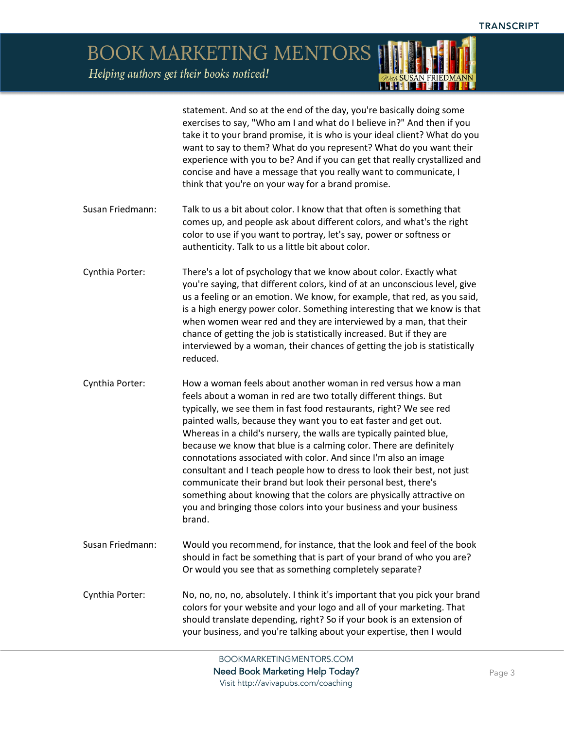statement. And so at the end of the day, you're basically doing some exercises to say, "Who am I and what do I believe in?" And then if you take it to your brand promise, it is who is your ideal client? What do you want to say to them? What do you represent? What do you want their experience with you to be? And if you can get that really crystallized and concise and have a message that you really want to communicate, I think that you're on your way for a brand promise.

**Susan Friedmann:** Talk to us a bit about color. I know that that often is something that comes up, and people ask about different colors, and what's the right color to use if you want to portray, let's say, power or softness or authenticity. Talk to us a little bit about color.

**Cynthia Porter:** There's a lot of psychology that we know about color. Exactly what you're saying, that different colors, kind of at an unconscious level, give us a feeling or an emotion. We know, for example, that red, as you said, is a high energy power color. Something interesting that we know is that when women wear red and they are interviewed by a man, that their chance of getting the job is statistically increased. But if they are interviewed by a woman, their chances of getting the job is statistically reduced.

**Cynthia Porter:** How a woman feels about another woman in red versus how a man feels about a woman in red are two totally different things. But typically, we see them in fast food restaurants, right? We see red painted walls, because they want you to eat faster and get out. Whereas in a child's nursery, the walls are typically painted blue, because we know that blue is a calming color. There are definitely connotations associated with color. And since I'm also an image consultant and I teach people how to dress to look their best, not just communicate their brand but look their personal best, there's something about knowing that the colors are physically attractive on you and bringing those colors into your business and your business brand.

**Susan Friedmann:** Would you recommend, for instance, that the look and feel of the book should in fact be something that is part of your brand of who you are? Or would you see that as something completely separate?

**Cynthia Porter:** No, no, no, no, absolutely. I think it's important that you pick your brand colors for your website and your logo and all of your marketing. That should translate depending, right? So if your book is an extension of your business, and you're talking about your expertise, then I would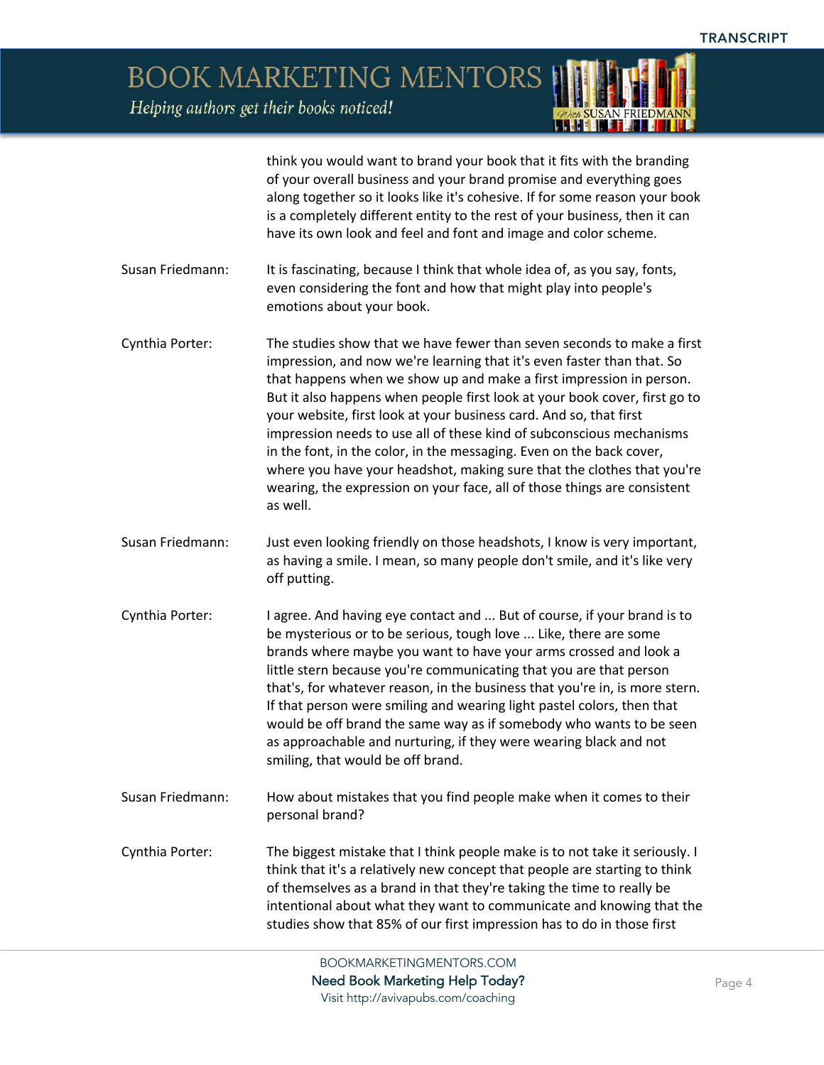think you would want to brand your book that it fits with the branding of your overall business and your brand promise and everything goes along together so it looks like it's cohesive. If for some reason your book is a completely different entity to the rest of your business, then it can have its own look and feel and font and image and color scheme.

**Susan Friedmann:** It is fascinating, because I think that whole idea of, as you say, fonts, even considering the font and how that might play into people's emotions about your book.

**Cynthia Porter:** The studies show that we have fewer than seven seconds to make a first impression, and now we're learning that it's even faster than that. So that happens when we show up and make a first impression in person. But it also happens when people first look at your book cover, first go to your website, first look at your business card. And so, that first impression needs to use all of these kind of subconscious mechanisms in the font, in the color, in the messaging. Even on the back cover, where you have your headshot, making sure that the clothes that you're wearing, the expression on your face, all of those things are consistent as well.

**Susan Friedmann:** Just even looking friendly on those headshots, I know is very important, as having a smile. I mean, so many people don't smile, and it's like very off putting.

**Cynthia Porter:** I agree. And having eye contact and ... But of course, if your brand is to be mysterious or to be serious, tough love ... Like, there are some brands where maybe you want to have your arms crossed and look a little stern because you're communicating that you are that person that's, for whatever reason, in the business that you're in, is more stern. If that person were smiling and wearing light pastel colors, then that would be off brand the same way as if somebody who wants to be seen as approachable and nurturing, if they were wearing black and not smiling, that would be off brand.

**Susan Friedmann:** How about mistakes that you find people make when it comes to their personal brand?

**Cynthia Porter:** The biggest mistake that I think people make is to not take it seriously. I think that it's a relatively new concept that people are starting to think of themselves as a brand in that they're taking the time to really be intentional about what they want to communicate and knowing that the studies show that 85% of our first impression has to do in those first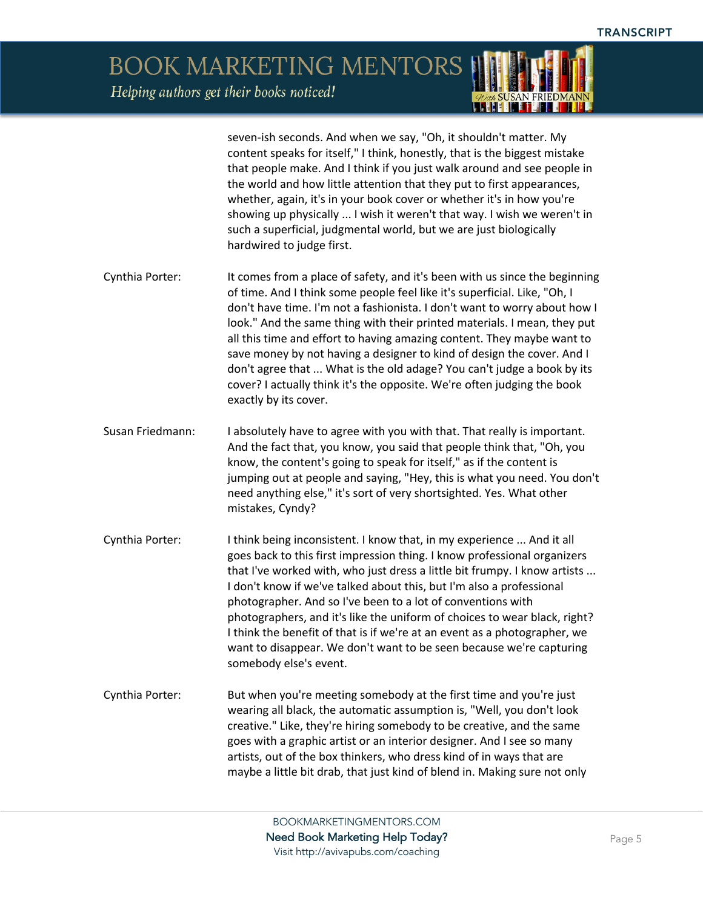seven-ish seconds. And when we say, "Oh, it shouldn't matter. My content speaks for itself," I think, honestly, that is the biggest mistake that people make. And I think if you just walk around and see people in the world and how little attention that they put to first appearances, whether, again, it's in your book cover or whether it's in how you're showing up physically ... I wish it weren't that way. I wish we weren't in such a superficial, judgmental world, but we are just biologically hardwired to judge first.

Cynthia Porter: It comes from a place of safety, and it's been with us since the beginning of time. And I think some people feel like it's superficial. Like, "Oh, I don't have time. I'm not a fashionista. I don't want to worry about how I look." And the same thing with their printed materials. I mean, they put all this time and effort to having amazing content. They maybe want to save money by not having a designer to kind of design the cover. And I don't agree that ... What is the old adage? You can't judge a book by its cover? I actually think it's the opposite. We're often judging the book exactly by its cover.

Susan Friedmann: I absolutely have to agree with you with that. That really is important. And the fact that, you know, you said that people think that, "Oh, you know, the content's going to speak for itself," as if the content is jumping out at people and saying, "Hey, this is what you need. You don't need anything else," it's sort of very shortsighted. Yes. What other mistakes, Cyndy?

Cynthia Porter: I think being inconsistent. I know that, in my experience ... And it all goes back to this first impression thing. I know professional organizers that I've worked with, who just dress a little bit frumpy. I know artists ... I don't know if we've talked about this, but I'm also a professional photographer. And so I've been to a lot of conventions with photographers, and it's like the uniform of choices to wear black, right? I think the benefit of that is if we're at an event as a photographer, we want to disappear. We don't want to be seen because we're capturing somebody else's event.

Cynthia Porter: But when you're meeting somebody at the first time and you're just wearing all black, the automatic assumption is, "Well, you don't look creative." Like, they're hiring somebody to be creative, and the same goes with a graphic artist or an interior designer. And I see so many artists, out of the box thinkers, who dress kind of in ways that are maybe a little bit drab, that just kind of blend in. Making sure not only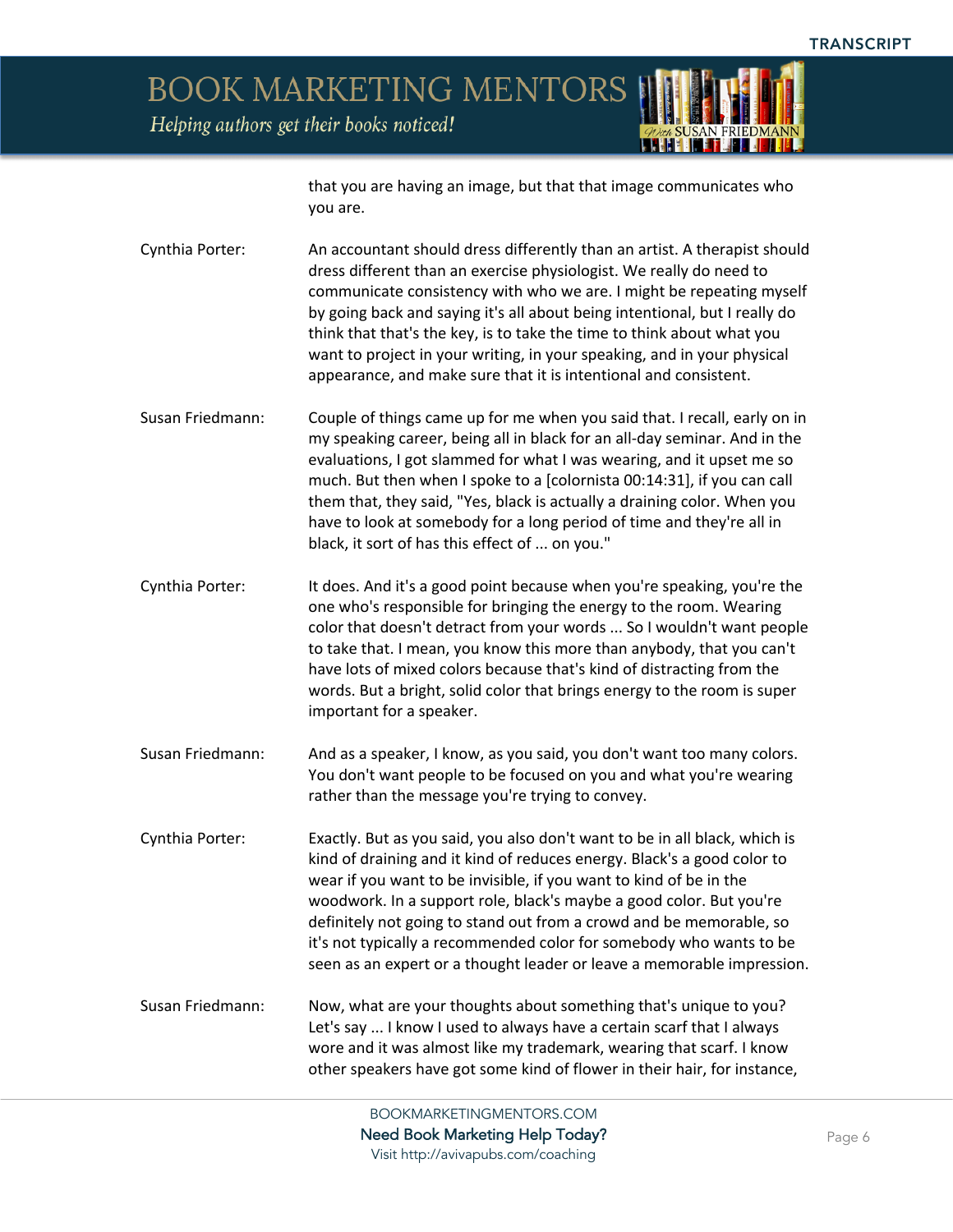that you are having an image, but that that image communicates who you are.

**Cynthia Porter:** An accountant should dress differently than an artist. A therapist should dress different than an exercise physiologist. We really do need to communicate consistency with who we are. I might be repeating myself by going back and saying it's all about being intentional, but I really do think that that's the key, is to take the time to think about what you want to project in your writing, in your speaking, and in your physical appearance, and make sure that it is intentional and consistent.

**Susan Friedmann:** Couple of things came up for me when you said that. I recall, early on in my speaking career, being all in black for an all-day seminar. And in the evaluations, I got slammed for what I was wearing, and it upset me so much. But then when I spoke to a [colornista 00:14:31], if you can call them that, they said, "Yes, black is actually a draining color. When you have to look at somebody for a long period of time and they're all in black, it sort of has this effect of ... on you."

**Cynthia Porter:** It does. And it's a good point because when you're speaking, you're the one who's responsible for bringing the energy to the room. Wearing color that doesn't detract from your words ... So I wouldn't want people to take that. I mean, you know this more than anybody, that you can't have lots of mixed colors because that's kind of distracting from the words. But a bright, solid color that brings energy to the room is super important for a speaker.

**Susan Friedmann:** And as a speaker, I know, as you said, you don't want too many colors. You don't want people to be focused on you and what you're wearing rather than the message you're trying to convey.

**Cynthia Porter:** Exactly. But as you said, you also don't want to be in all black, which is kind of draining and it kind of reduces energy. Black's a good color to wear if you want to be invisible, if you want to kind of be in the woodwork. In a support role, black's maybe a good color. But you're definitely not going to stand out from a crowd and be memorable, so it's not typically a recommended color for somebody who wants to be seen as an expert or a thought leader or leave a memorable impression.

**Susan Friedmann:** Now, what are your thoughts about something that's unique to you? Let's say ... I know I used to always have a certain scarf that I always wore and it was almost like my trademark, wearing that scarf. I know other speakers have got some kind of flower in their hair, for instance,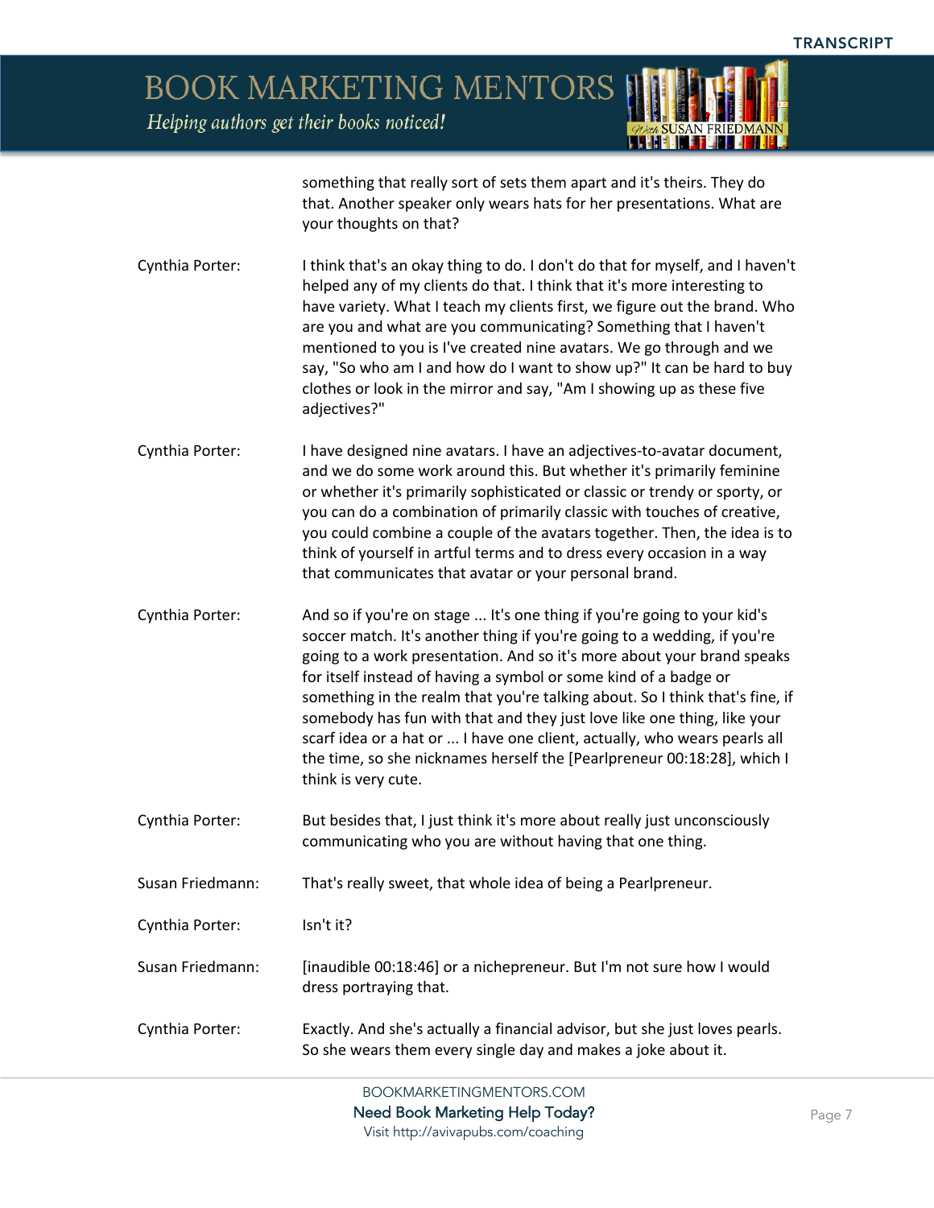something that really sort of sets them apart and it's theirs. They do that. Another speaker only wears hats for her presentations. What are your thoughts on that?

Cynthia Porter: I think that's an okay thing to do. I don't do that for myself, and I haven't helped any of my clients do that. I think that it's more interesting to have variety. What I teach my clients first, we figure out the brand. Who are you and what are you communicating? Something that I haven't mentioned to you is I've created nine avatars. We go through and we say, "So who am I and how do I want to show up?" It can be hard to buy clothes or look in the mirror and say, "Am I showing up as these five adjectives?"

Cynthia Porter: I have designed nine avatars. I have an adjectives-to-avatar document, and we do some work around this. But whether it's primarily feminine or whether it's primarily sophisticated or classic or trendy or sporty, or you can do a combination of primarily classic with touches of creative, you could combine a couple of the avatars together. Then, the idea is to think of yourself in artful terms and to dress every occasion in a way that communicates that avatar or your personal brand.

Cynthia Porter: And so if you're on stage ... It's one thing if you're going to your kid's soccer match. It's another thing if you're going to a wedding, if you're going to a work presentation. And so it's more about your brand speaks for itself instead of having a symbol or some kind of a badge or something in the realm that you're talking about. So I think that's fine, if somebody has fun with that and they just love like one thing, like your scarf idea or a hat or ... I have one client, actually, who wears pearls all the time, so she nicknames herself the [Pearlpreneur 00:18:28], which I think is very cute.

Cynthia Porter: But besides that, I just think it's more about really just unconsciously communicating who you are without having that one thing.

Susan Friedmann: That's really sweet, that whole idea of being a Pearlpreneur.

Cynthia Porter: Isn't it?

Susan Friedmann: [inaudible 00:18:46] or a nichepreneur. But I'm not sure how I would dress portraying that.

Cynthia Porter: Exactly. And she's actually a financial advisor, but she just loves pearls. So she wears them every single day and makes a joke about it.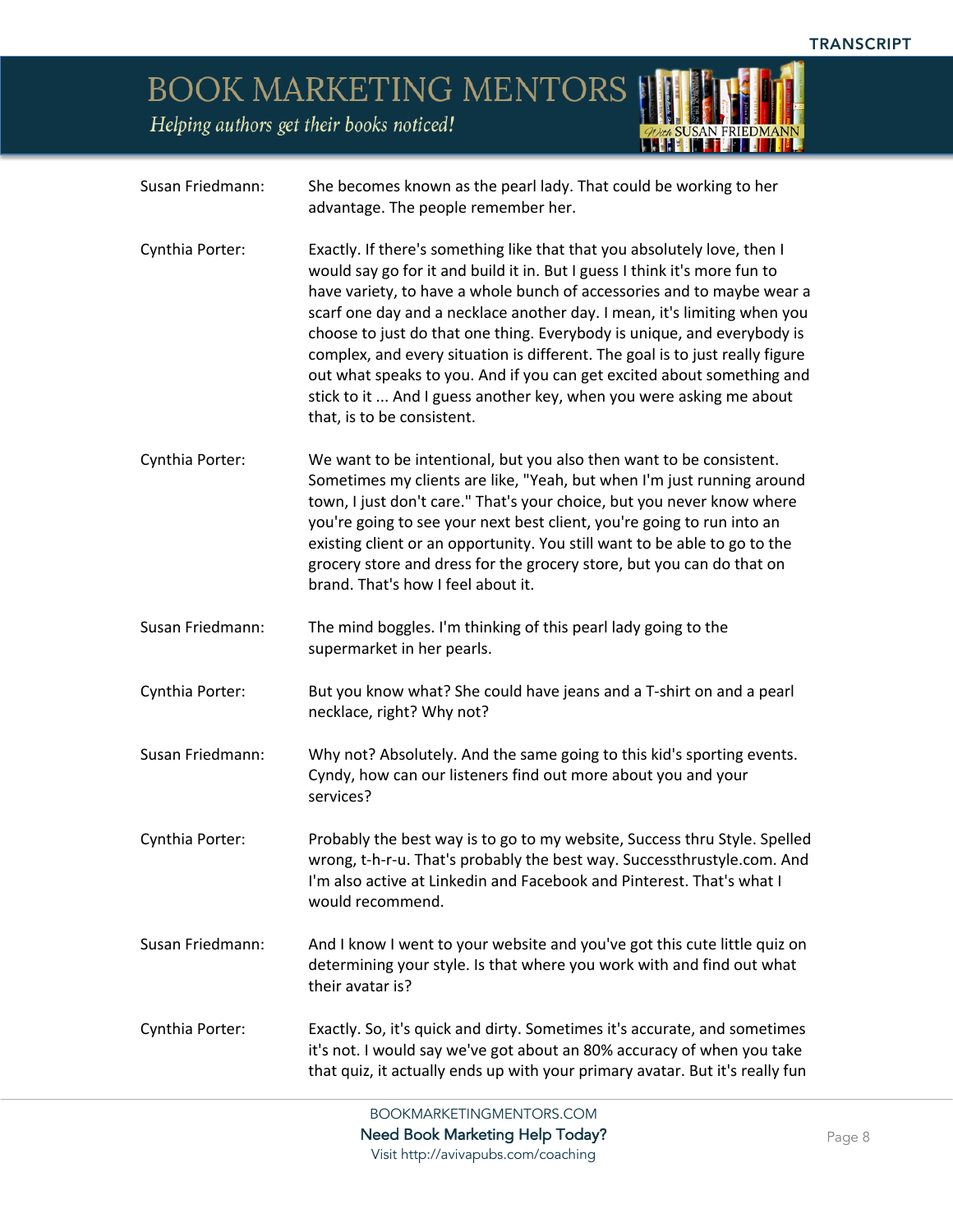**Susan Friedmann:** She becomes known as the pearl lady. That could be working to her advantage. The people remember her.

**Cynthia Porter:** Exactly. If there's something like that that you absolutely love, then I would say go for it and build it in. But I guess I think it's more fun to have variety, to have a whole bunch of accessories and to maybe wear a scarf one day and a necklace another day. I mean, it's limiting when you choose to just do that one thing. Everybody is unique, and everybody is complex, and every situation is different. The goal is to just really figure out what speaks to you. And if you can get excited about something and stick to it ... And I guess another key, when you were asking me about that, is to be consistent.

**Cynthia Porter:** We want to be intentional, but you also then want to be consistent. Sometimes my clients are like, "Yeah, but when I'm just running around town, I just don't care." That's your choice, but you never know where you're going to see your next best client, you're going to run into an existing client or an opportunity. You still want to be able to go to the grocery store and dress for the grocery store, but you can do that on brand. That's how I feel about it.

**Susan Friedmann:** The mind boggles. I'm thinking of this pearl lady going to the supermarket in her pearls.

**Cynthia Porter:** But you know what? She could have jeans and a T-shirt on and a pearl necklace, right? Why not?

**Susan Friedmann:** Why not? Absolutely. And the same going to this kid's sporting events. Cyndy, how can our listeners find out more about you and your services?

**Cynthia Porter:** Probably the best way is to go to my website, Success thru Style. Spelled wrong, t-h-r-u. That's probably the best way. Successthrustyle.com. And I'm also active at Linkedin and Facebook and Pinterest. That's what I would recommend.

**Susan Friedmann:** And I know I went to your website and you've got this cute little quiz on determining your style. Is that where you work with and find out what their avatar is?

**Cynthia Porter:** Exactly. So, it's quick and dirty. Sometimes it's accurate, and sometimes it's not. I would say we've got about an 80% accuracy of when you take that quiz, it actually ends up with your primary avatar. But it's really fun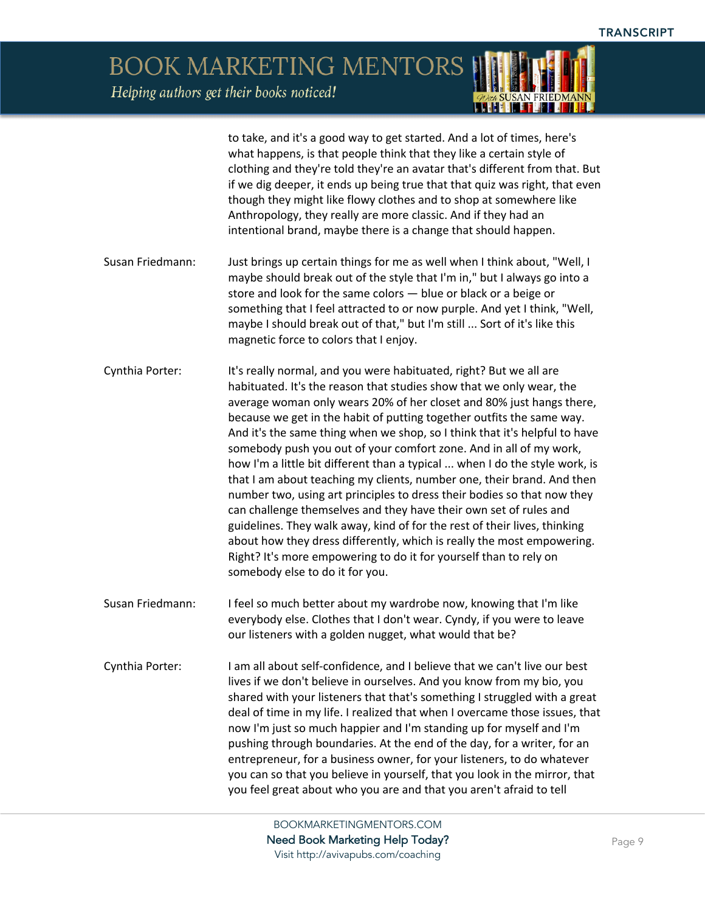to take, and it's a good way to get started. And a lot of times, here's what happens, is that people think that they like a certain style of clothing and they're told they're an avatar that's different from that. But if we dig deeper, it ends up being true that that quiz was right, that even though they might like flowy clothes and to shop at somewhere like Anthropology, they really are more classic. And if they had an intentional brand, maybe there is a change that should happen.

**Susan Friedmann:** Just brings up certain things for me as well when I think about, "Well, I maybe should break out of the style that I'm in," but I always go into a store and look for the same colors — blue or black or a beige or something that I feel attracted to or now purple. And yet I think, "Well, maybe I should break out of that," but I'm still ... Sort of it's like this magnetic force to colors that I enjoy.

**Cynthia Porter:** It's really normal, and you were habituated, right? But we all are habituated. It's the reason that studies show that we only wear, the average woman only wears 20% of her closet and 80% just hangs there, because we get in the habit of putting together outfits the same way. And it's the same thing when we shop, so I think that it's helpful to have somebody push you out of your comfort zone. And in all of my work, how I'm a little bit different than a typical ... when I do the style work, is that I am about teaching my clients, number one, their brand. And then number two, using art principles to dress their bodies so that now they can challenge themselves and they have their own set of rules and guidelines. They walk away, kind of for the rest of their lives, thinking about how they dress differently, which is really the most empowering. Right? It's more empowering to do it for yourself than to rely on somebody else to do it for you.

**Susan Friedmann:** I feel so much better about my wardrobe now, knowing that I'm like everybody else. Clothes that I don't wear. Cyndy, if you were to leave our listeners with a golden nugget, what would that be?

**Cynthia Porter:** I am all about self-confidence, and I believe that we can't live our best lives if we don't believe in ourselves. And you know from my bio, you shared with your listeners that that's something I struggled with a great deal of time in my life. I realized that when I overcame those issues, that now I'm just so much happier and I'm standing up for myself and I'm pushing through boundaries. At the end of the day, for a writer, for an entrepreneur, for a business owner, for your listeners, to do whatever you can so that you believe in yourself, that you look in the mirror, that you feel great about who you are and that you aren't afraid to tell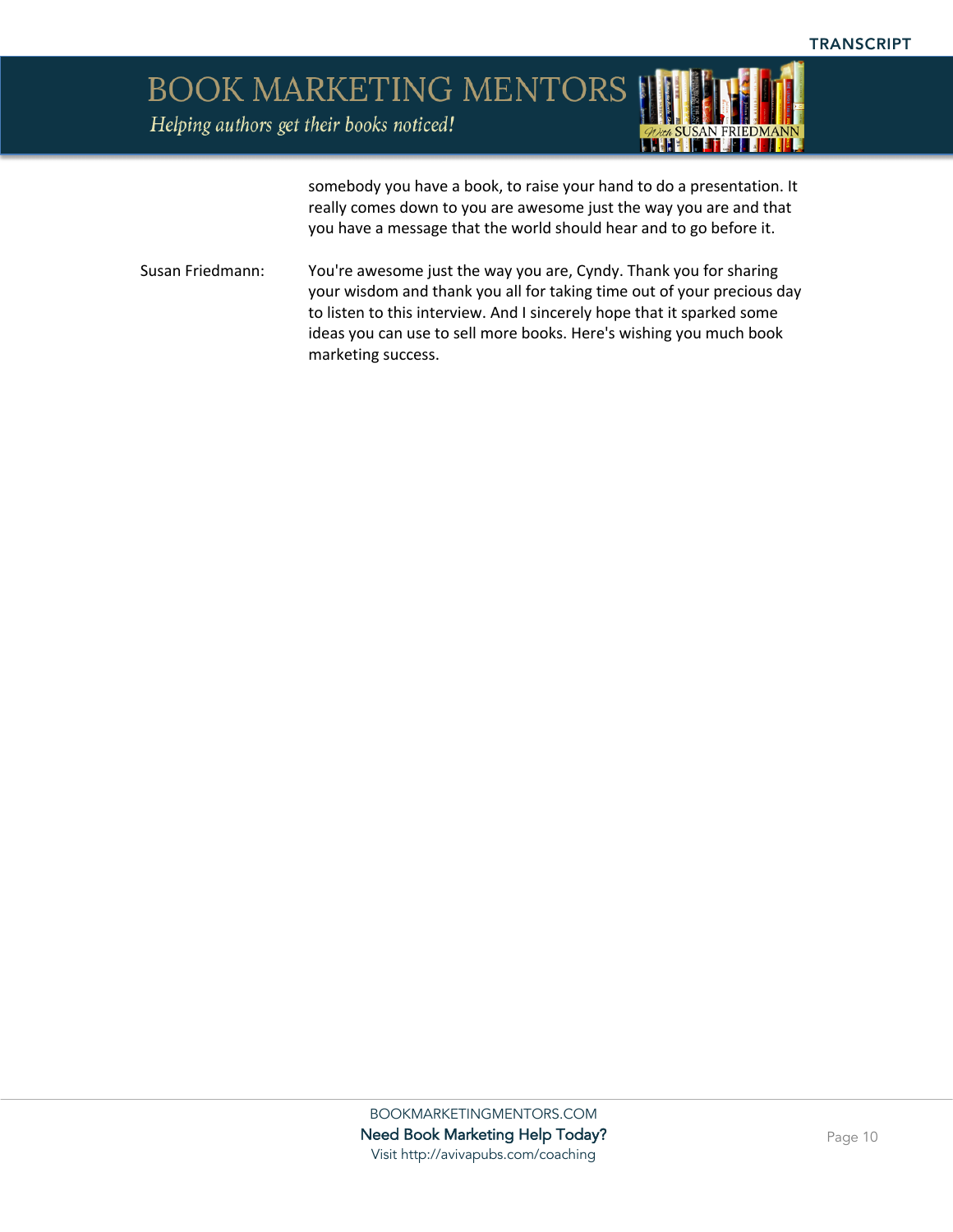somebody you have a book, to raise your hand to do a presentation. It really comes down to you are awesome just the way you are and that you have a message that the world should hear and to go before it.

Susan Friedmann: You're awesome just the way you are, Cyndy. Thank you for sharing your wisdom and thank you all for taking time out of your precious day to listen to this interview. And I sincerely hope that it sparked some ideas you can use to sell more books. Here's wishing you much book marketing success.